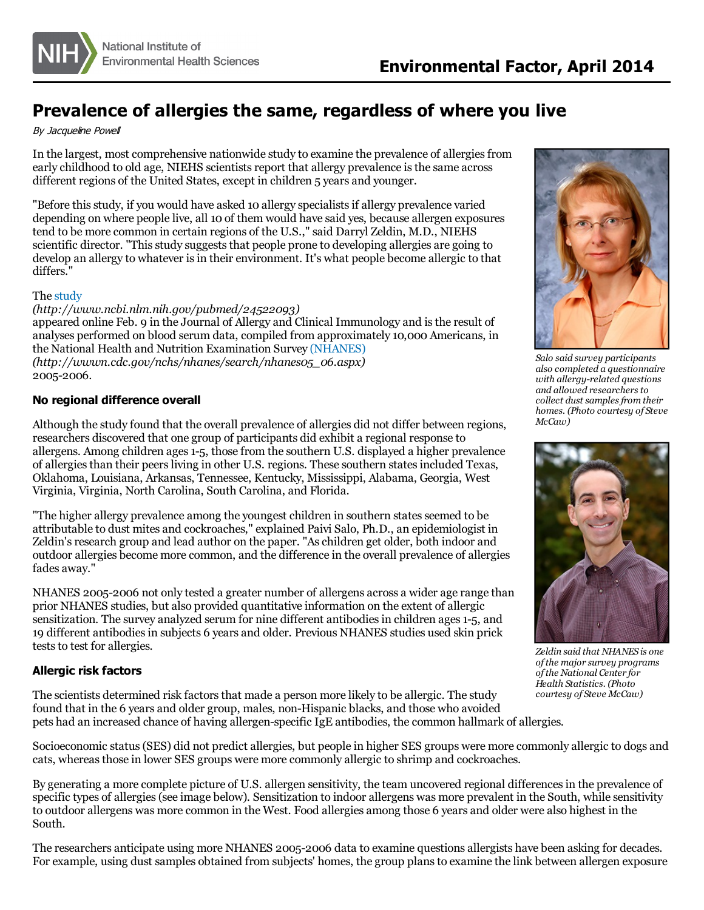# Prevalence of allergies the same, regardless of where you live

*By Jacqueline Powell*

In the largest, most comprehensive nationwide study to examine the prevalence of allergies from early childhood to old age, NIEHS scientists report that allergy prevalence is the same across different regions of the United States, except in children 5 years and younger.

"Before this study, if you would have asked 10 allergy specialists if allergy prevalence varied depending on where people live, all 10 of them would have said yes, because allergen exposures tend to be more common in certain regions of the U.S.," said Darryl Zeldin, M.D., NIEHS scientific director. "This study suggests that people prone to developing allergies are going to develop an allergy to whatever is in their environment. It's what people become allergic to that differs."

The study *(http://www.ncbi.nlm.nih.gov/pubmed/24522093)* appeared online Feb. 9 in the Journal of Allergy and Clinical Immunology and is the result of analyses performed on blood serum data, compiled from approximately 10,000 Americans, in the National Health and Nutrition Examination Survey (NHANES) *(http://wwwn.cdc.gov/nchs/nhanes/search/nhanes05_06.aspx)* 2005-2006.

*Salo said survey participants also completed a questionnaire with allergy-related questions and allowed researchers to collect dust samples from their homes. (Photo courtesy of Steve McCaw)*

*Zeldin said that NHANES is one of the major survey programs of the National Center for Health Statistics. (Photo courtesy of Steve McCaw)*

### No regional difference overall

Although the study found that the overall prevalence of allergies did not differ between regions, researchers discovered that one group of participants did exhibit a regional response to allergens. Among children ages 1-5, those from the southern U.S. displayed a higher prevalence of allergies than their peers living in other U.S. regions. These southern states included Texas, Oklahoma, Louisiana, Arkansas, Tennessee, Kentucky, Mississippi, Alabama, Georgia, West Virginia, Virginia, North Carolina, South Carolina, and Florida.

"The higher allergy prevalence among the youngest children in southern states seemed to be attributable to dust mites and cockroaches," explained Paivi Salo, Ph.D., an epidemiologist in Zeldin's research group and lead author on the paper. "As children get older, both indoor and outdoor allergies become more common, and the difference in the overall prevalence of allergies fades away."

NHANES 2005-2006 not only tested a greater number of allergens across a wider age range than prior NHANES studies, but also provided quantitative information on the extent of allergic sensitization. The survey analyzed serum for nine different antibodies in children ages 1-5, and 19 different antibodies in subjects 6 years and older. Previous NHANES studies used skin prick tests to test for allergies.

### Allergic risk factors

The scientists determined risk factors that made a person more likely to be allergic. The study found that in the 6 years and older group, males, non-Hispanic blacks, and those who avoided pets had an increased chance of having allergen-specific IgE antibodies, the common hallmark of allergies.

Socioeconomic status (SES) did not predict allergies, but people in higher SES groups were more commonly allergic to dogs and cats, whereas those in lower SES groups were more commonly allergic to shrimp and cockroaches.

By generating a more complete picture of U.S. allergen sensitivity, the team uncovered regional differences in the prevalence of specific types of allergies (see image below). Sensitization to indoor allergens was more prevalent in the South, while sensitivity to outdoor allergens was more common in the West. Food allergies among those 6 years and older were also highest in the South.

The researchers anticipate using more NHANES 2005-2006 data to examine questions allergists have been asking for decades. For example, using dust samples obtained from subjects' homes, the group plans to examine the link between allergen exposure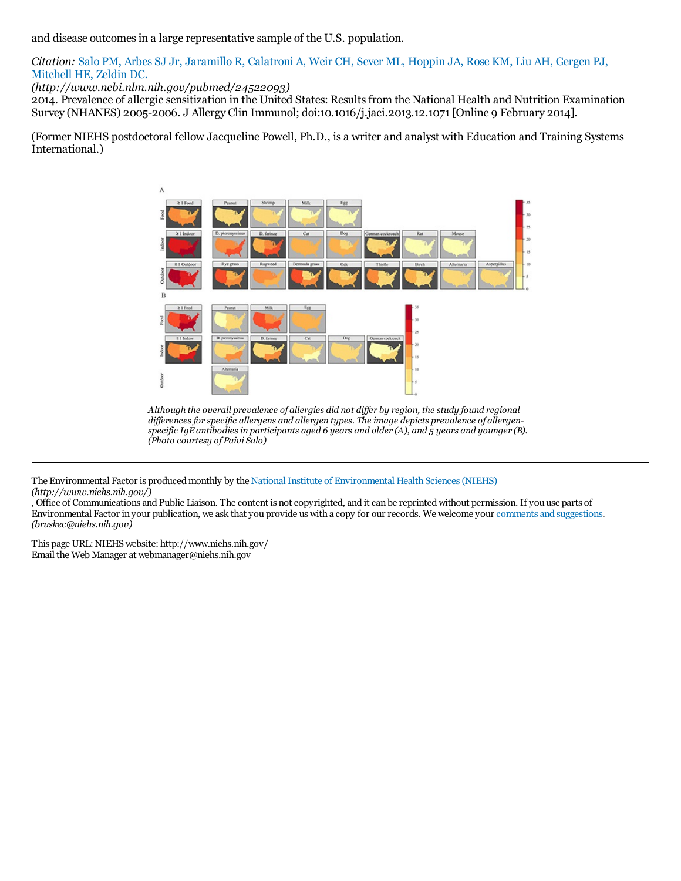and disease outcomes in a large representative sample of the U.S. population.

*Citation:* Salo PM, Arbes SJ Jr, Jaramillo R, Calatroni A, Weir CH, Sever ML, Hoppin JA, Rose KM, Liu AH, Gergen PJ, Mitchell HE, Zeldin DC.
*(http://www.ncbi.nlm.nih.gov/pubmed/24522093)*
2014. Prevalence of allergic sensitization in the United States: Results from the National Health and Nutrition Examination Survey (NHANES) 2005-2006. J Allergy Clin Immunol; doi:10.1016/j.jaci.2013.12.1071 [Online 9 February 2014].

(Former NIEHS postdoctoral fellow Jacqueline Powell, Ph.D., is a writer and analyst with Education and Training Systems International.)

A

Food: ≥ 1 Food, Peanut, Shrimp, Milk, Egg

Indoor: ≥ 1 Indoor, D. pteronyssinus, D. farinae, Cat, Dog, German cockroach, Rat, Mouse

Outdoor: ≥ 1 Outdoor, Rye grass, Ragweed, Bermuda grass, Oak, Thistle, Birch, Alternaria, Aspergillus

35 30 25 20 15 10 5 0

B

Food: ≥ 1 Food, Peanut, Milk, Egg

Indoor: ≥ 1 Indoor, D. pteronyssinus, D. farinae, Cat, Dog, German cockroach

Outdoor: Alternaria

35 30 25 20 15 10 5 0

*Although the overall prevalence of allergies did not differ by region, the study found regional differences for specific allergens and allergen types. The image depicts prevalence of allergen-specific IgE antibodies in participants aged 6 years and older (A), and 5 years and younger (B). (Photo courtesy of Paivi Salo)*

---

The Environmental Factor is produced monthly by the National Institute of Environmental Health Sciences (NIEHS)
*(http://www.niehs.nih.gov/)*
, Office of Communications and Public Liaison. The content is not copyrighted, and it can be reprinted without permission. If you use parts of Environmental Factor in your publication, we ask that you provide us with a copy for our records. We welcome your comments and suggestions.
*(bruskec@niehs.nih.gov)*

This page URL: NIEHS website: http://www.niehs.nih.gov/
Email the Web Manager at webmanager@niehs.nih.gov